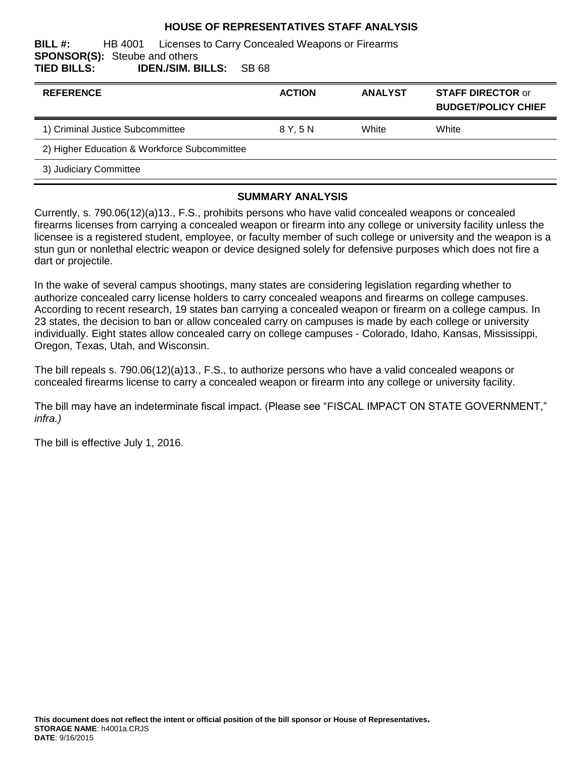# HOUSE OF REPRESENTATIVES STAFF ANALYSIS

**BILL #:** HB 4001 Licenses to Carry Concealed Weapons or Firearms
**SPONSOR(S):** Steube and others
**TIED BILLS:** **IDEN./SIM. BILLS:** SB 68

| REFERENCE | ACTION | ANALYST | STAFF DIRECTOR or BUDGET/POLICY CHIEF |
|---|---|---|---|
| 1) Criminal Justice Subcommittee | 8 Y, 5 N | White | White |
| 2) Higher Education & Workforce Subcommittee | | | |
| 3) Judiciary Committee | | | |

## SUMMARY ANALYSIS

Currently, s. 790.06(12)(a)13., F.S., prohibits persons who have valid concealed weapons or concealed firearms licenses from carrying a concealed weapon or firearm into any college or university facility unless the licensee is a registered student, employee, or faculty member of such college or university and the weapon is a stun gun or nonlethal electric weapon or device designed solely for defensive purposes which does not fire a dart or projectile.

In the wake of several campus shootings, many states are considering legislation regarding whether to authorize concealed carry license holders to carry concealed weapons and firearms on college campuses. According to recent research, 19 states ban carrying a concealed weapon or firearm on a college campus. In 23 states, the decision to ban or allow concealed carry on campuses is made by each college or university individually. Eight states allow concealed carry on college campuses - Colorado, Idaho, Kansas, Mississippi, Oregon, Texas, Utah, and Wisconsin.

The bill repeals s. 790.06(12)(a)13., F.S., to authorize persons who have a valid concealed weapons or concealed firearms license to carry a concealed weapon or firearm into any college or university facility.

The bill may have an indeterminate fiscal impact. (Please see "FISCAL IMPACT ON STATE GOVERNMENT," *infra.)*

The bill is effective July 1, 2016.

**This document does not reflect the intent or official position of the bill sponsor or House of Representatives.**
**STORAGE NAME**: h4001a.CRJS
**DATE**: 9/16/2015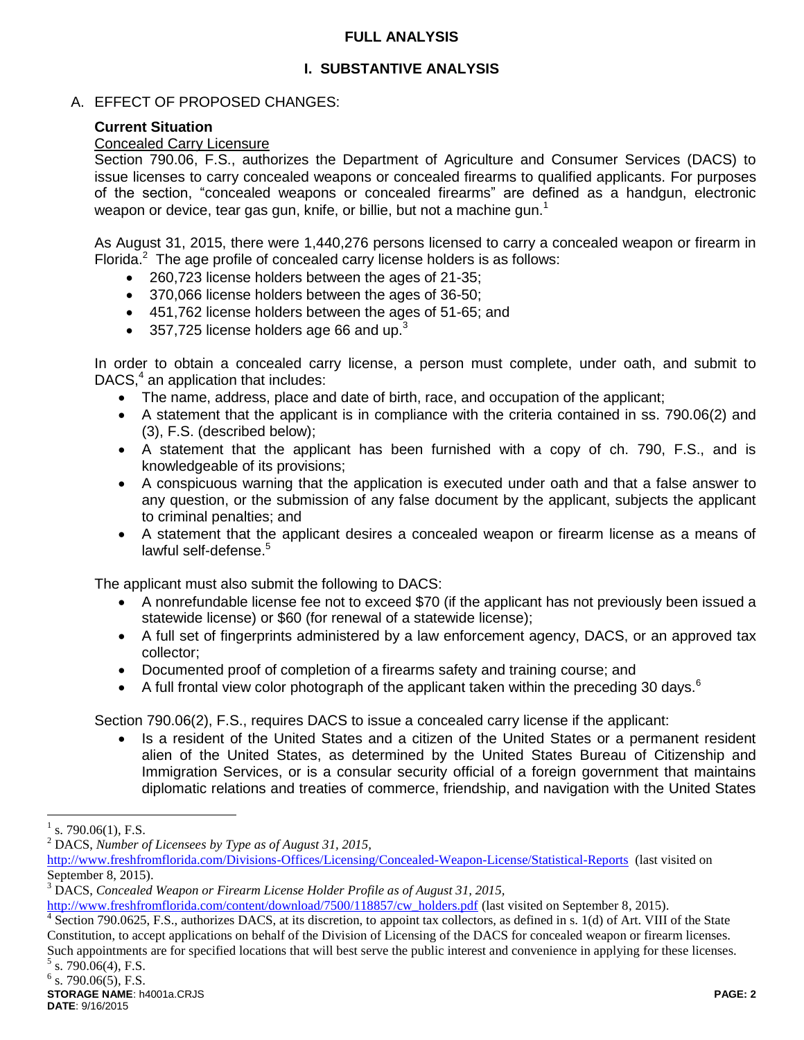# FULL ANALYSIS

## I. SUBSTANTIVE ANALYSIS

A. EFFECT OF PROPOSED CHANGES:

**Current Situation**

Concealed Carry Licensure

Section 790.06, F.S., authorizes the Department of Agriculture and Consumer Services (DACS) to issue licenses to carry concealed weapons or concealed firearms to qualified applicants. For purposes of the section, "concealed weapons or concealed firearms" are defined as a handgun, electronic weapon or device, tear gas gun, knife, or billie, but not a machine gun.[1]

As August 31, 2015, there were 1,440,276 persons licensed to carry a concealed weapon or firearm in Florida.[2] The age profile of concealed carry license holders is as follows:

- 260,723 license holders between the ages of 21-35;
- 370,066 license holders between the ages of 36-50;
- 451,762 license holders between the ages of 51-65; and
- 357,725 license holders age 66 and up.[3]

In order to obtain a concealed carry license, a person must complete, under oath, and submit to DACS,[4] an application that includes:

- The name, address, place and date of birth, race, and occupation of the applicant;
- A statement that the applicant is in compliance with the criteria contained in ss. 790.06(2) and (3), F.S. (described below);
- A statement that the applicant has been furnished with a copy of ch. 790, F.S., and is knowledgeable of its provisions;
- A conspicuous warning that the application is executed under oath and that a false answer to any question, or the submission of any false document by the applicant, subjects the applicant to criminal penalties; and
- A statement that the applicant desires a concealed weapon or firearm license as a means of lawful self-defense.[5]

The applicant must also submit the following to DACS:

- A nonrefundable license fee not to exceed $70 (if the applicant has not previously been issued a statewide license) or $60 (for renewal of a statewide license);
- A full set of fingerprints administered by a law enforcement agency, DACS, or an approved tax collector;
- Documented proof of completion of a firearms safety and training course; and
- A full frontal view color photograph of the applicant taken within the preceding 30 days.[6]

Section 790.06(2), F.S., requires DACS to issue a concealed carry license if the applicant:

- Is a resident of the United States and a citizen of the United States or a permanent resident alien of the United States, as determined by the United States Bureau of Citizenship and Immigration Services, or is a consular security official of a foreign government that maintains diplomatic relations and treaties of commerce, friendship, and navigation with the United States

---

[1] s. 790.06(1), F.S.

[2] DACS, *Number of Licensees by Type as of August 31, 2015,* http://www.freshfromflorida.com/Divisions-Offices/Licensing/Concealed-Weapon-License/Statistical-Reports (last visited on September 8, 2015).

[3] DACS, *Concealed Weapon or Firearm License Holder Profile as of August 31, 2015,* http://www.freshfromflorida.com/content/download/7500/118857/cw_holders.pdf (last visited on September 8, 2015).

[4] Section 790.0625, F.S., authorizes DACS, at its discretion, to appoint tax collectors, as defined in s. 1(d) of Art. VIII of the State Constitution, to accept applications on behalf of the Division of Licensing of the DACS for concealed weapon or firearm licenses. Such appointments are for specified locations that will best serve the public interest and convenience in applying for these licenses.

[5] s. 790.06(4), F.S.

[6] s. 790.06(5), F.S.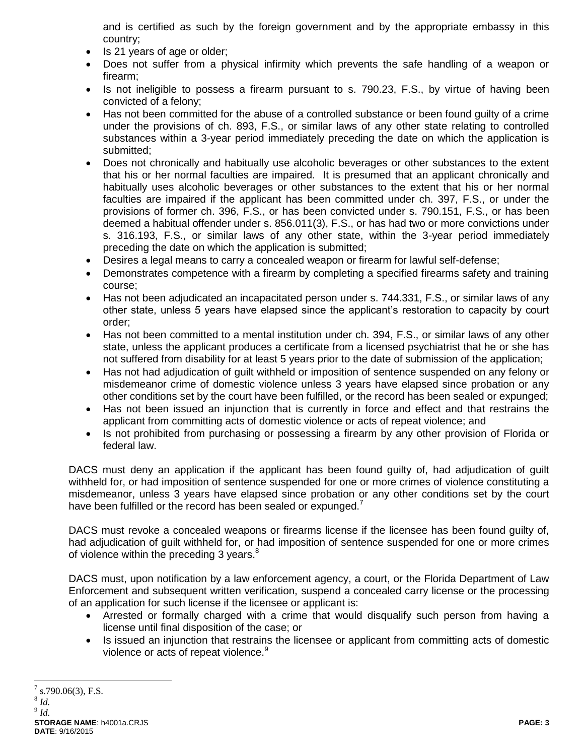and is certified as such by the foreign government and by the appropriate embassy in this country;

- Is 21 years of age or older;
- Does not suffer from a physical infirmity which prevents the safe handling of a weapon or firearm;
- Is not ineligible to possess a firearm pursuant to s. 790.23, F.S., by virtue of having been convicted of a felony;
- Has not been committed for the abuse of a controlled substance or been found guilty of a crime under the provisions of ch. 893, F.S., or similar laws of any other state relating to controlled substances within a 3-year period immediately preceding the date on which the application is submitted;
- Does not chronically and habitually use alcoholic beverages or other substances to the extent that his or her normal faculties are impaired. It is presumed that an applicant chronically and habitually uses alcoholic beverages or other substances to the extent that his or her normal faculties are impaired if the applicant has been committed under ch. 397, F.S., or under the provisions of former ch. 396, F.S., or has been convicted under s. 790.151, F.S., or has been deemed a habitual offender under s. 856.011(3), F.S., or has had two or more convictions under s. 316.193, F.S., or similar laws of any other state, within the 3-year period immediately preceding the date on which the application is submitted;
- Desires a legal means to carry a concealed weapon or firearm for lawful self-defense;
- Demonstrates competence with a firearm by completing a specified firearms safety and training course;
- Has not been adjudicated an incapacitated person under s. 744.331, F.S., or similar laws of any other state, unless 5 years have elapsed since the applicant's restoration to capacity by court order;
- Has not been committed to a mental institution under ch. 394, F.S., or similar laws of any other state, unless the applicant produces a certificate from a licensed psychiatrist that he or she has not suffered from disability for at least 5 years prior to the date of submission of the application;
- Has not had adjudication of guilt withheld or imposition of sentence suspended on any felony or misdemeanor crime of domestic violence unless 3 years have elapsed since probation or any other conditions set by the court have been fulfilled, or the record has been sealed or expunged;
- Has not been issued an injunction that is currently in force and effect and that restrains the applicant from committing acts of domestic violence or acts of repeat violence; and
- Is not prohibited from purchasing or possessing a firearm by any other provision of Florida or federal law.

DACS must deny an application if the applicant has been found guilty of, had adjudication of guilt withheld for, or had imposition of sentence suspended for one or more crimes of violence constituting a misdemeanor, unless 3 years have elapsed since probation or any other conditions set by the court have been fulfilled or the record has been sealed or expunged.[7]

DACS must revoke a concealed weapons or firearms license if the licensee has been found guilty of, had adjudication of guilt withheld for, or had imposition of sentence suspended for one or more crimes of violence within the preceding 3 years.[8]

DACS must, upon notification by a law enforcement agency, a court, or the Florida Department of Law Enforcement and subsequent written verification, suspend a concealed carry license or the processing of an application for such license if the licensee or applicant is:

- Arrested or formally charged with a crime that would disqualify such person from having a license until final disposition of the case; or
- Is issued an injunction that restrains the licensee or applicant from committing acts of domestic violence or acts of repeat violence.[9]

---

[7] s.790.06(3), F.S.

[8] *Id.*

[9] *Id.*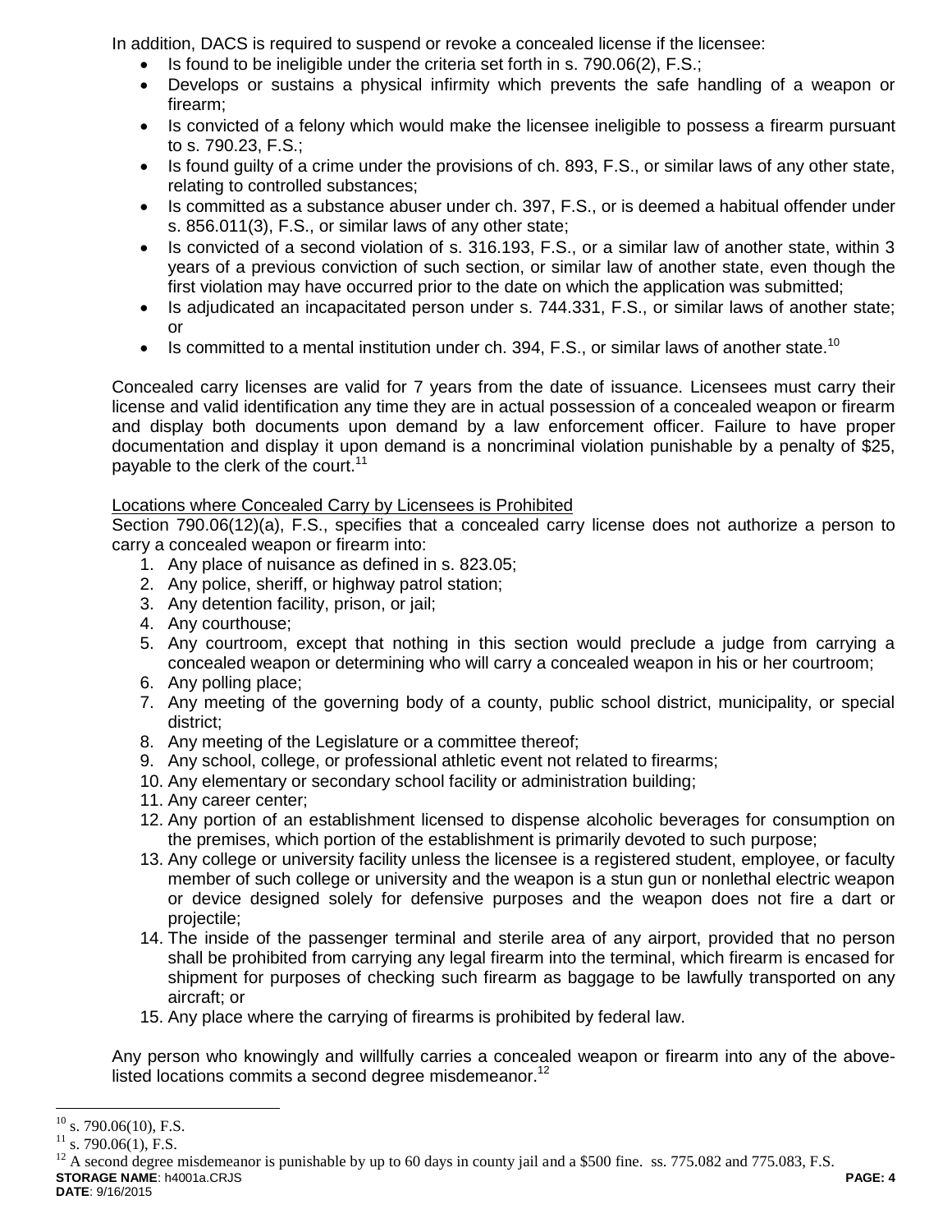In addition, DACS is required to suspend or revoke a concealed license if the licensee:

- Is found to be ineligible under the criteria set forth in s. 790.06(2), F.S.;
- Develops or sustains a physical infirmity which prevents the safe handling of a weapon or firearm;
- Is convicted of a felony which would make the licensee ineligible to possess a firearm pursuant to s. 790.23, F.S.;
- Is found guilty of a crime under the provisions of ch. 893, F.S., or similar laws of any other state, relating to controlled substances;
- Is committed as a substance abuser under ch. 397, F.S., or is deemed a habitual offender under s. 856.011(3), F.S., or similar laws of any other state;
- Is convicted of a second violation of s. 316.193, F.S., or a similar law of another state, within 3 years of a previous conviction of such section, or similar law of another state, even though the first violation may have occurred prior to the date on which the application was submitted;
- Is adjudicated an incapacitated person under s. 744.331, F.S., or similar laws of another state; or
- Is committed to a mental institution under ch. 394, F.S., or similar laws of another state.[10]

Concealed carry licenses are valid for 7 years from the date of issuance. Licensees must carry their license and valid identification any time they are in actual possession of a concealed weapon or firearm and display both documents upon demand by a law enforcement officer. Failure to have proper documentation and display it upon demand is a noncriminal violation punishable by a penalty of $25, payable to the clerk of the court.[11]

Locations where Concealed Carry by Licensees is Prohibited

Section 790.06(12)(a), F.S., specifies that a concealed carry license does not authorize a person to carry a concealed weapon or firearm into:

1. Any place of nuisance as defined in s. 823.05;
2. Any police, sheriff, or highway patrol station;
3. Any detention facility, prison, or jail;
4. Any courthouse;
5. Any courtroom, except that nothing in this section would preclude a judge from carrying a concealed weapon or determining who will carry a concealed weapon in his or her courtroom;
6. Any polling place;
7. Any meeting of the governing body of a county, public school district, municipality, or special district;
8. Any meeting of the Legislature or a committee thereof;
9. Any school, college, or professional athletic event not related to firearms;
10. Any elementary or secondary school facility or administration building;
11. Any career center;
12. Any portion of an establishment licensed to dispense alcoholic beverages for consumption on the premises, which portion of the establishment is primarily devoted to such purpose;
13. Any college or university facility unless the licensee is a registered student, employee, or faculty member of such college or university and the weapon is a stun gun or nonlethal electric weapon or device designed solely for defensive purposes and the weapon does not fire a dart or projectile;
14. The inside of the passenger terminal and sterile area of any airport, provided that no person shall be prohibited from carrying any legal firearm into the terminal, which firearm is encased for shipment for purposes of checking such firearm as baggage to be lawfully transported on any aircraft; or
15. Any place where the carrying of firearms is prohibited by federal law.

Any person who knowingly and willfully carries a concealed weapon or firearm into any of the above-listed locations commits a second degree misdemeanor.[12]

---

[10] s. 790.06(10), F.S.

[11] s. 790.06(1), F.S.

[12] A second degree misdemeanor is punishable by up to 60 days in county jail and a $500 fine. ss. 775.082 and 775.083, F.S.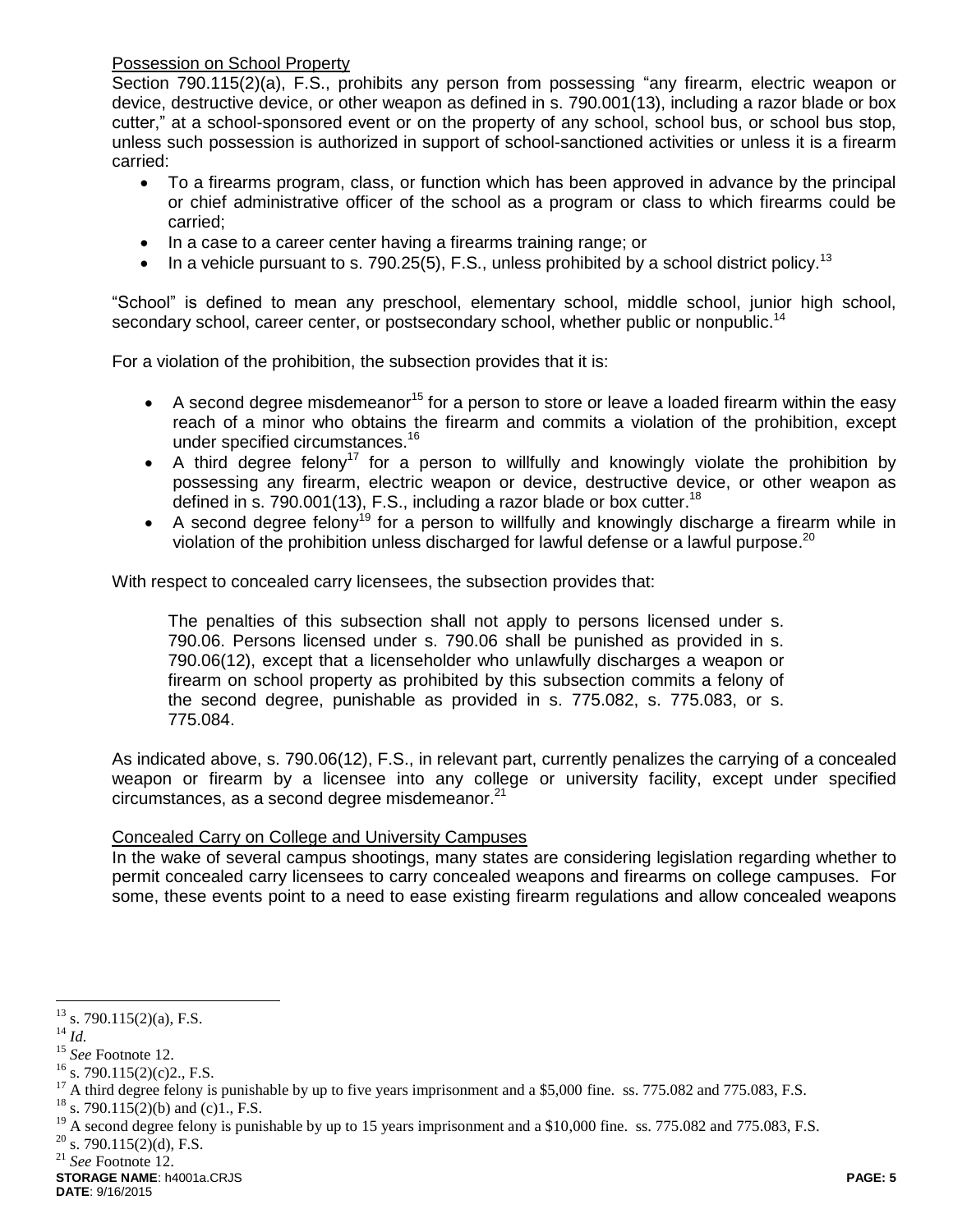Possession on School Property

Section 790.115(2)(a), F.S., prohibits any person from possessing "any firearm, electric weapon or device, destructive device, or other weapon as defined in s. 790.001(13), including a razor blade or box cutter," at a school-sponsored event or on the property of any school, school bus, or school bus stop, unless such possession is authorized in support of school-sanctioned activities or unless it is a firearm carried:

- To a firearms program, class, or function which has been approved in advance by the principal or chief administrative officer of the school as a program or class to which firearms could be carried;
- In a case to a career center having a firearms training range; or
- In a vehicle pursuant to s. 790.25(5), F.S., unless prohibited by a school district policy.[13]

"School" is defined to mean any preschool, elementary school, middle school, junior high school, secondary school, career center, or postsecondary school, whether public or nonpublic.[14]

For a violation of the prohibition, the subsection provides that it is:

- A second degree misdemeanor[15] for a person to store or leave a loaded firearm within the easy reach of a minor who obtains the firearm and commits a violation of the prohibition, except under specified circumstances.[16]
- A third degree felony[17] for a person to willfully and knowingly violate the prohibition by possessing any firearm, electric weapon or device, destructive device, or other weapon as defined in s. 790.001(13), F.S., including a razor blade or box cutter.[18]
- A second degree felony[19] for a person to willfully and knowingly discharge a firearm while in violation of the prohibition unless discharged for lawful defense or a lawful purpose.[20]

With respect to concealed carry licensees, the subsection provides that:

> The penalties of this subsection shall not apply to persons licensed under s. 790.06. Persons licensed under s. 790.06 shall be punished as provided in s. 790.06(12), except that a licenseholder who unlawfully discharges a weapon or firearm on school property as prohibited by this subsection commits a felony of the second degree, punishable as provided in s. 775.082, s. 775.083, or s. 775.084.

As indicated above, s. 790.06(12), F.S., in relevant part, currently penalizes the carrying of a concealed weapon or firearm by a licensee into any college or university facility, except under specified circumstances, as a second degree misdemeanor.[21]

Concealed Carry on College and University Campuses

In the wake of several campus shootings, many states are considering legislation regarding whether to permit concealed carry licensees to carry concealed weapons and firearms on college campuses. For some, these events point to a need to ease existing firearm regulations and allow concealed weapons

---

[13] s. 790.115(2)(a), F.S.

[14] *Id.*

[15] *See* Footnote 12.

[16] s. 790.115(2)(c)2., F.S.

[17] A third degree felony is punishable by up to five years imprisonment and a $5,000 fine. ss. 775.082 and 775.083, F.S.

[18] s. 790.115(2)(b) and (c)1., F.S.

[19] A second degree felony is punishable by up to 15 years imprisonment and a $10,000 fine. ss. 775.082 and 775.083, F.S.

[20] s. 790.115(2)(d), F.S.

[21] *See* Footnote 12.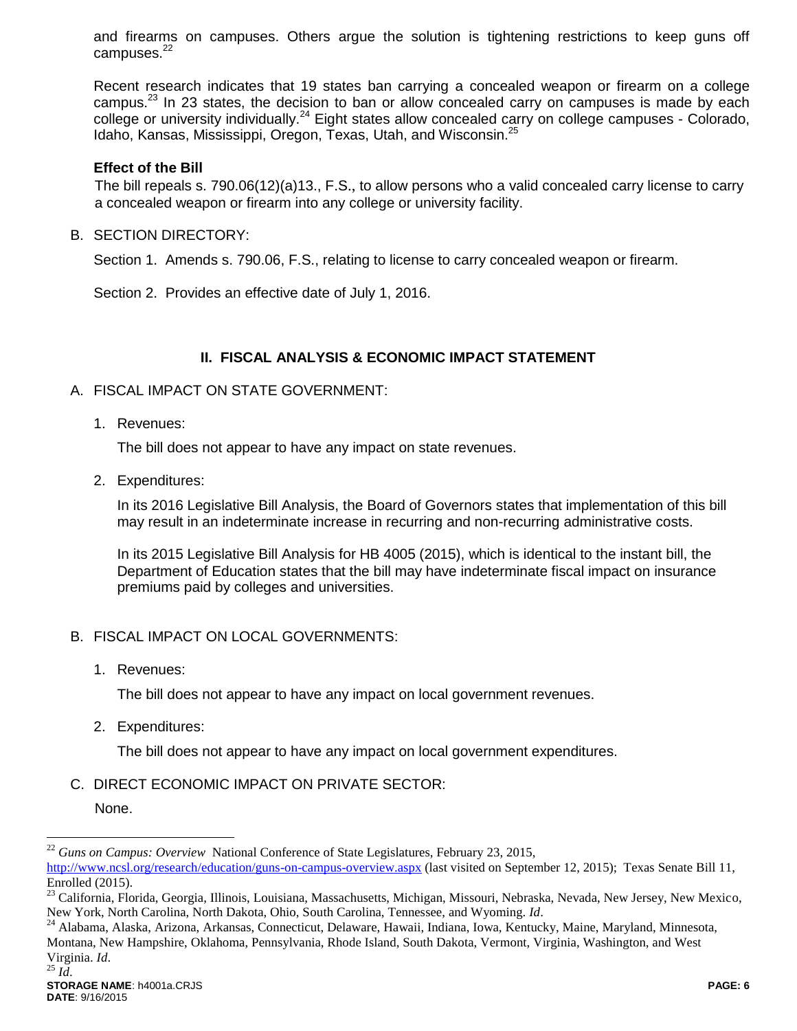and firearms on campuses. Others argue the solution is tightening restrictions to keep guns off campuses.[22]

Recent research indicates that 19 states ban carrying a concealed weapon or firearm on a college campus.[23] In 23 states, the decision to ban or allow concealed carry on campuses is made by each college or university individually.[24] Eight states allow concealed carry on college campuses - Colorado, Idaho, Kansas, Mississippi, Oregon, Texas, Utah, and Wisconsin.[25]

**Effect of the Bill**

The bill repeals s. 790.06(12)(a)13., F.S., to allow persons who a valid concealed carry license to carry a concealed weapon or firearm into any college or university facility.

B. SECTION DIRECTORY:

Section 1. Amends s. 790.06, F.S., relating to license to carry concealed weapon or firearm.

Section 2. Provides an effective date of July 1, 2016.

## II. FISCAL ANALYSIS & ECONOMIC IMPACT STATEMENT

A. FISCAL IMPACT ON STATE GOVERNMENT:

1. Revenues:

   The bill does not appear to have any impact on state revenues.

2. Expenditures:

   In its 2016 Legislative Bill Analysis, the Board of Governors states that implementation of this bill may result in an indeterminate increase in recurring and non-recurring administrative costs.

   In its 2015 Legislative Bill Analysis for HB 4005 (2015), which is identical to the instant bill, the Department of Education states that the bill may have indeterminate fiscal impact on insurance premiums paid by colleges and universities.

B. FISCAL IMPACT ON LOCAL GOVERNMENTS:

1. Revenues:

   The bill does not appear to have any impact on local government revenues.

2. Expenditures:

   The bill does not appear to have any impact on local government expenditures.

C. DIRECT ECONOMIC IMPACT ON PRIVATE SECTOR:

None.

---

[22] *Guns on Campus: Overview* National Conference of State Legislatures, February 23, 2015, http://www.ncsl.org/research/education/guns-on-campus-overview.aspx (last visited on September 12, 2015); Texas Senate Bill 11, Enrolled (2015).

[23] California, Florida, Georgia, Illinois, Louisiana, Massachusetts, Michigan, Missouri, Nebraska, Nevada, New Jersey, New Mexico, New York, North Carolina, North Dakota, Ohio, South Carolina, Tennessee, and Wyoming. *Id*.

[24] Alabama, Alaska, Arizona, Arkansas, Connecticut, Delaware, Hawaii, Indiana, Iowa, Kentucky, Maine, Maryland, Minnesota, Montana, New Hampshire, Oklahoma, Pennsylvania, Rhode Island, South Dakota, Vermont, Virginia, Washington, and West Virginia. *Id*.

[25] *Id*.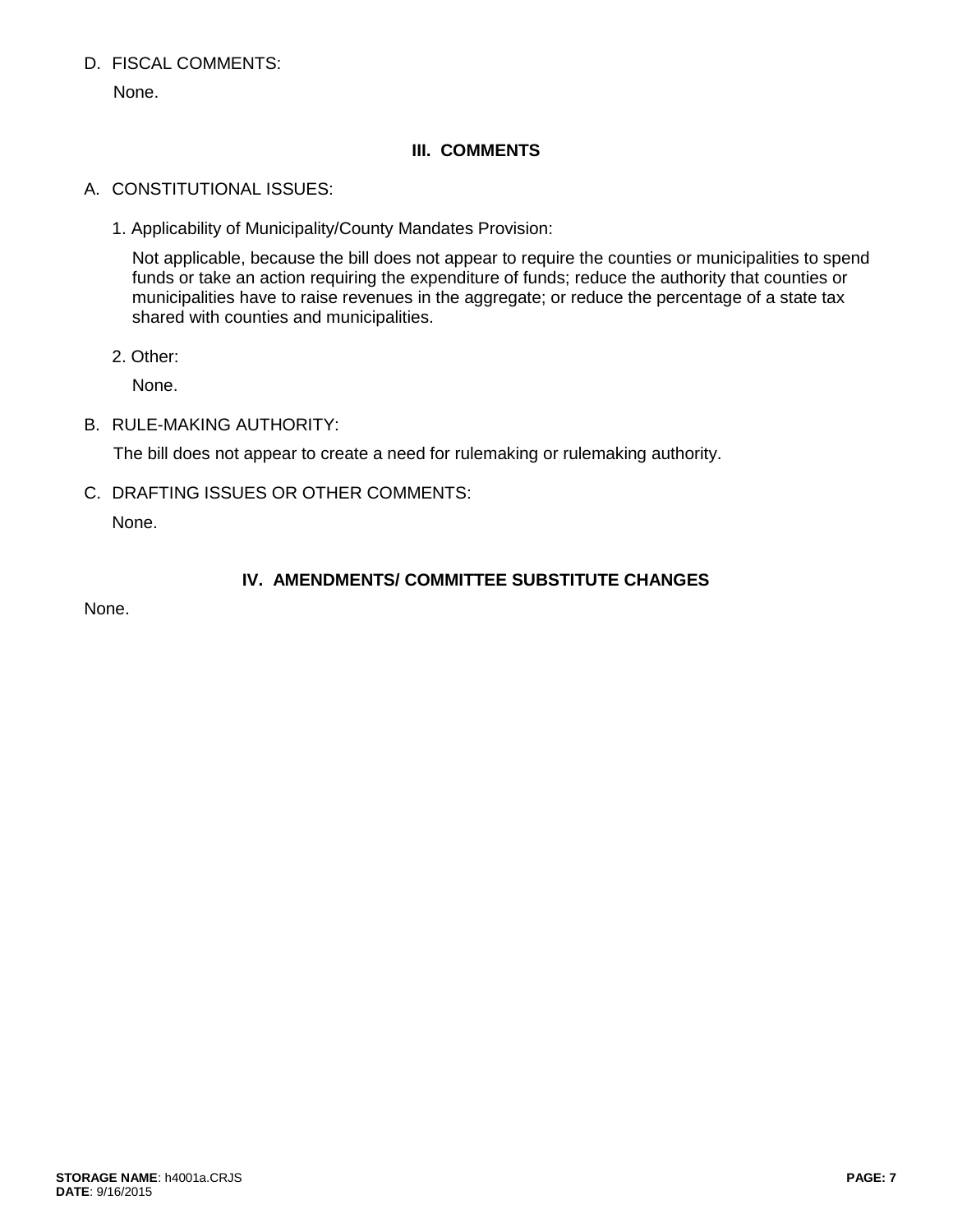D. FISCAL COMMENTS:

None.

## III. COMMENTS

A. CONSTITUTIONAL ISSUES:

1. Applicability of Municipality/County Mandates Provision:

Not applicable, because the bill does not appear to require the counties or municipalities to spend funds or take an action requiring the expenditure of funds; reduce the authority that counties or municipalities have to raise revenues in the aggregate; or reduce the percentage of a state tax shared with counties and municipalities.

2. Other:

None.

B. RULE-MAKING AUTHORITY:

The bill does not appear to create a need for rulemaking or rulemaking authority.

C. DRAFTING ISSUES OR OTHER COMMENTS:

None.

## IV. AMENDMENTS/ COMMITTEE SUBSTITUTE CHANGES

None.